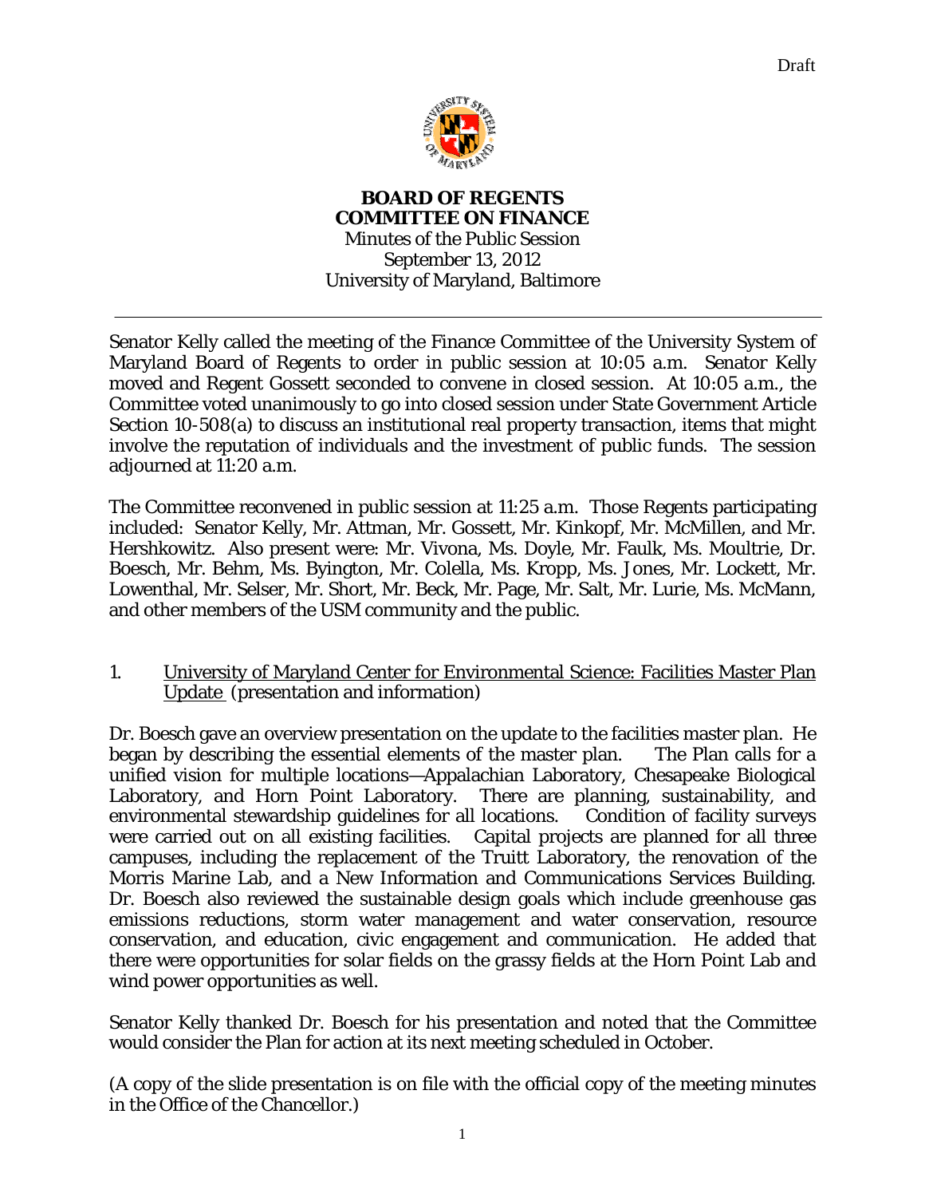Draft

**BOARD OF REGENTS**
**COMMITTEE ON FINANCE**
Minutes of the Public Session
September 13, 2012
University of Maryland, Baltimore

---

Senator Kelly called the meeting of the Finance Committee of the University System of Maryland Board of Regents to order in public session at 10:05 a.m. Senator Kelly moved and Regent Gossett seconded to convene in closed session. At 10:05 a.m., the Committee voted unanimously to go into closed session under State Government Article Section 10-508(a) to discuss an institutional real property transaction, items that might involve the reputation of individuals and the investment of public funds. The session adjourned at 11:20 a.m.

The Committee reconvened in public session at 11:25 a.m. Those Regents participating included: Senator Kelly, Mr. Attman, Mr. Gossett, Mr. Kinkopf, Mr. McMillen, and Mr. Hershkowitz. Also present were: Mr. Vivona, Ms. Doyle, Mr. Faulk, Ms. Moultrie, Dr. Boesch, Mr. Behm, Ms. Byington, Mr. Colella, Ms. Kropp, Ms. Jones, Mr. Lockett, Mr. Lowenthal, Mr. Selser, Mr. Short, Mr. Beck, Mr. Page, Mr. Salt, Mr. Lurie, Ms. McMann, and other members of the USM community and the public.

1. University of Maryland Center for Environmental Science: Facilities Master Plan Update (presentation and information)

Dr. Boesch gave an overview presentation on the update to the facilities master plan. He began by describing the essential elements of the master plan. The Plan calls for a unified vision for multiple locations—Appalachian Laboratory, Chesapeake Biological Laboratory, and Horn Point Laboratory. There are planning, sustainability, and environmental stewardship guidelines for all locations. Condition of facility surveys were carried out on all existing facilities. Capital projects are planned for all three campuses, including the replacement of the Truitt Laboratory, the renovation of the Morris Marine Lab, and a New Information and Communications Services Building. Dr. Boesch also reviewed the sustainable design goals which include greenhouse gas emissions reductions, storm water management and water conservation, resource conservation, and education, civic engagement and communication. He added that there were opportunities for solar fields on the grassy fields at the Horn Point Lab and wind power opportunities as well.

Senator Kelly thanked Dr. Boesch for his presentation and noted that the Committee would consider the Plan for action at its next meeting scheduled in October.

(A copy of the slide presentation is on file with the official copy of the meeting minutes in the Office of the Chancellor.)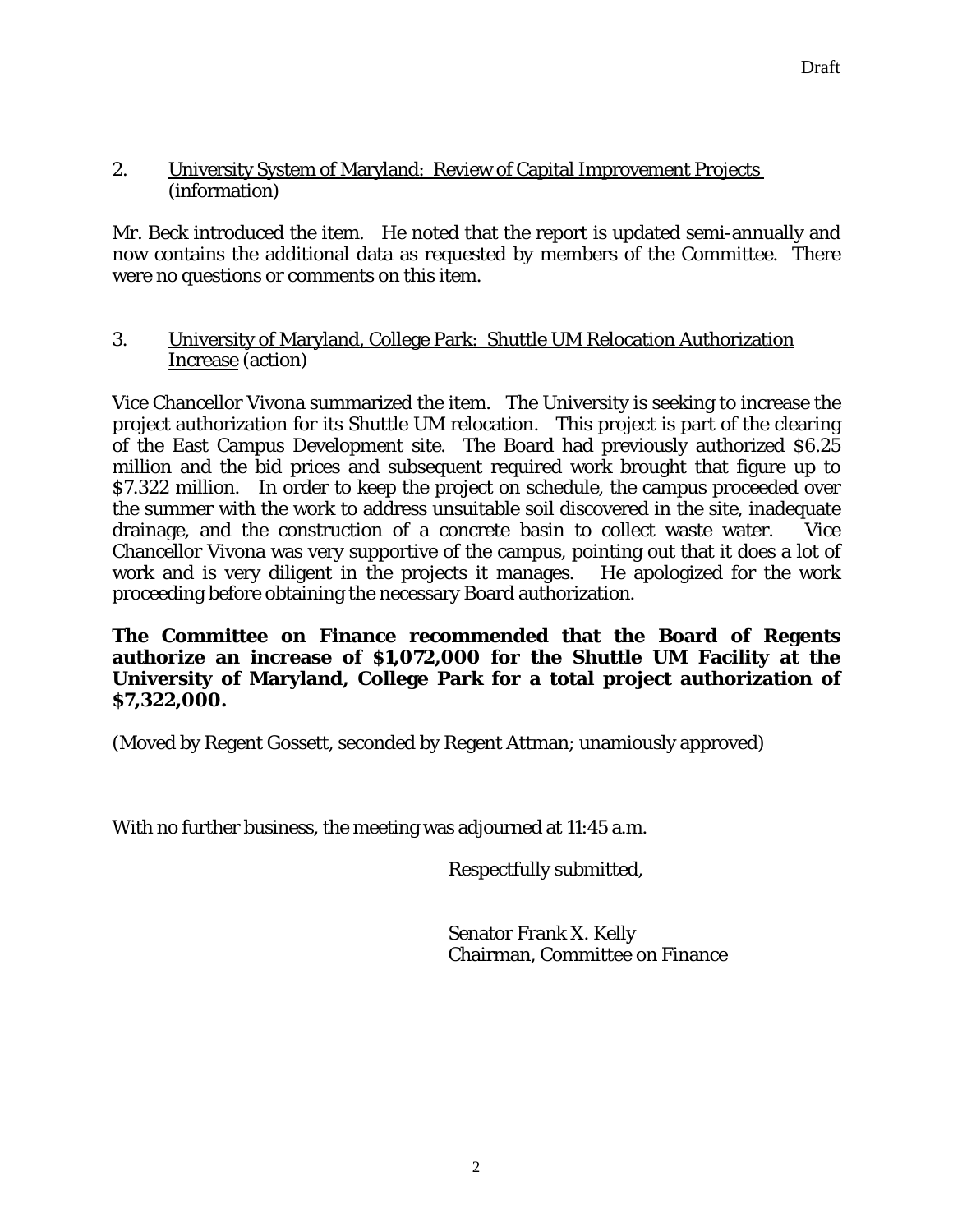Draft

2. University System of Maryland: Review of Capital Improvement Projects (information)

Mr. Beck introduced the item. He noted that the report is updated semi-annually and now contains the additional data as requested by members of the Committee. There were no questions or comments on this item.

3. University of Maryland, College Park: Shuttle UM Relocation Authorization Increase (action)

Vice Chancellor Vivona summarized the item. The University is seeking to increase the project authorization for its Shuttle UM relocation. This project is part of the clearing of the East Campus Development site. The Board had previously authorized $6.25 million and the bid prices and subsequent required work brought that figure up to $7.322 million. In order to keep the project on schedule, the campus proceeded over the summer with the work to address unsuitable soil discovered in the site, inadequate drainage, and the construction of a concrete basin to collect waste water. Vice Chancellor Vivona was very supportive of the campus, pointing out that it does a lot of work and is very diligent in the projects it manages. He apologized for the work proceeding before obtaining the necessary Board authorization.

**The Committee on Finance recommended that the Board of Regents authorize an increase of $1,072,000 for the Shuttle UM Facility at the University of Maryland, College Park for a total project authorization of $7,322,000.**

(Moved by Regent Gossett, seconded by Regent Attman; unamiously approved)

With no further business, the meeting was adjourned at 11:45 a.m.

Respectfully submitted,

Senator Frank X. Kelly
Chairman, Committee on Finance